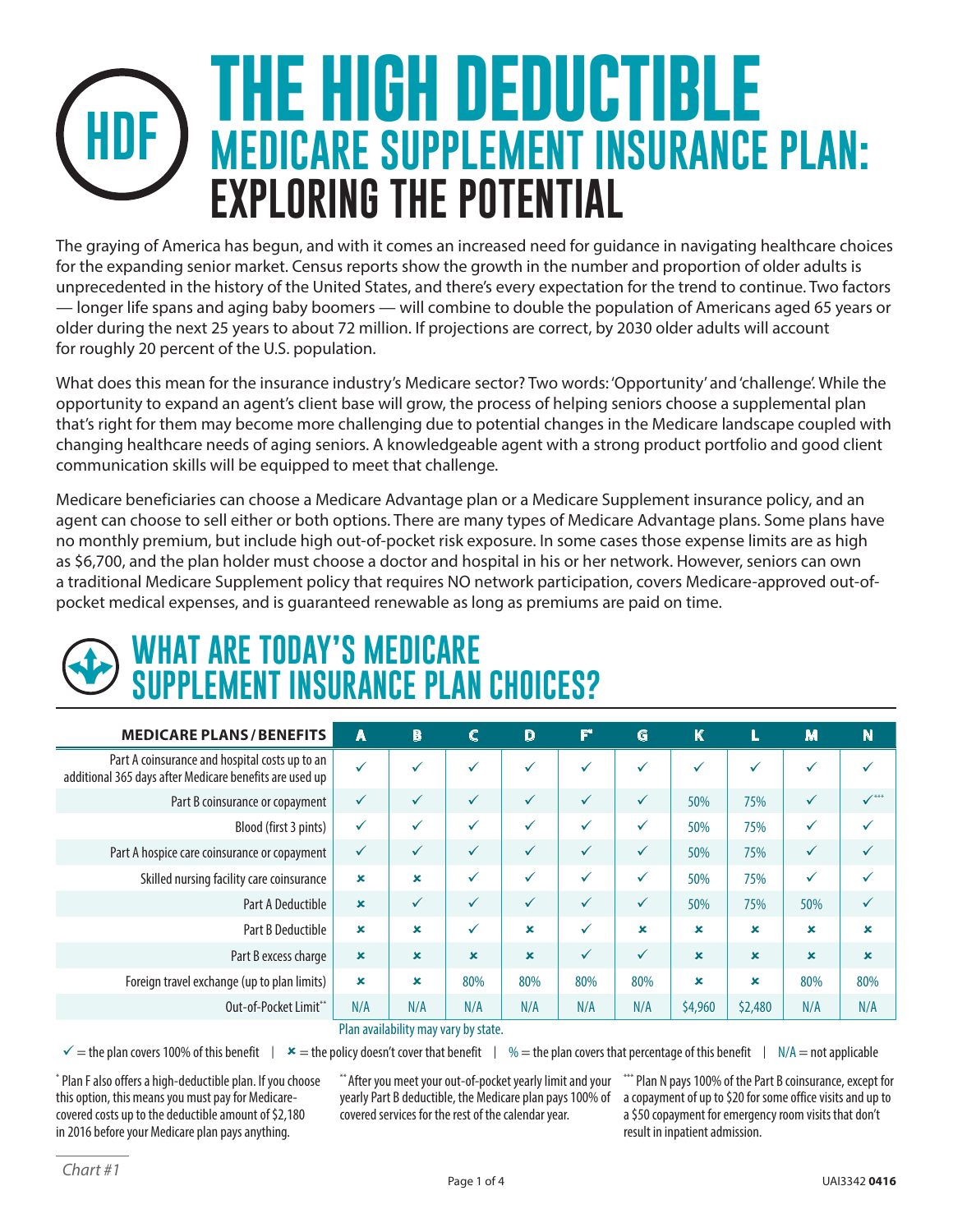# HDF THE HIGH DEDUCTIBLE MEDICARE SUPPLEMENT INSURANCE PLAN: EXPLORING THE POTENTIAL

The graying of America has begun, and with it comes an increased need for guidance in navigating healthcare choices for the expanding senior market. Census reports show the growth in the number and proportion of older adults is unprecedented in the history of the United States, and there's every expectation for the trend to continue. Two factors — longer life spans and aging baby boomers — will combine to double the population of Americans aged 65 years or older during the next 25 years to about 72 million. If projections are correct, by 2030 older adults will account for roughly 20 percent of the U.S. population.

What does this mean for the insurance industry's Medicare sector? Two words: 'Opportunity' and 'challenge'. While the opportunity to expand an agent's client base will grow, the process of helping seniors choose a supplemental plan that's right for them may become more challenging due to potential changes in the Medicare landscape coupled with changing healthcare needs of aging seniors. A knowledgeable agent with a strong product portfolio and good client communication skills will be equipped to meet that challenge.

Medicare beneficiaries can choose a Medicare Advantage plan or a Medicare Supplement insurance policy, and an agent can choose to sell either or both options. There are many types of Medicare Advantage plans. Some plans have no monthly premium, but include high out-of-pocket risk exposure. In some cases those expense limits are as high as $6,700, and the plan holder must choose a doctor and hospital in his or her network. However, seniors can own a traditional Medicare Supplement policy that requires NO network participation, covers Medicare-approved out-of-pocket medical expenses, and is guaranteed renewable as long as premiums are paid on time.

## WHAT ARE TODAY'S MEDICARE SUPPLEMENT INSURANCE PLAN CHOICES?

| MEDICARE PLANS / BENEFITS | A | B | C | D | F* | G | K | L | M | N |
|---|---|---|---|---|---|---|---|---|---|---|
| Part A coinsurance and hospital costs up to an additional 365 days after Medicare benefits are used up | ✓ | ✓ | ✓ | ✓ | ✓ | ✓ | ✓ | ✓ | ✓ | ✓ |
| Part B coinsurance or copayment | ✓ | ✓ | ✓ | ✓ | ✓ | ✓ | 50% | 75% | ✓ | ✓*** |
| Blood (first 3 pints) | ✓ | ✓ | ✓ | ✓ | ✓ | ✓ | 50% | 75% | ✓ | ✓ |
| Part A hospice care coinsurance or copayment | ✓ | ✓ | ✓ | ✓ | ✓ | ✓ | 50% | 75% | ✓ | ✓ |
| Skilled nursing facility care coinsurance | ✗ | ✗ | ✓ | ✓ | ✓ | ✓ | 50% | 75% | ✓ | ✓ |
| Part A Deductible | ✗ | ✓ | ✓ | ✓ | ✓ | ✓ | 50% | 75% | 50% | ✓ |
| Part B Deductible | ✗ | ✗ | ✓ | ✗ | ✓ | ✗ | ✗ | ✗ | ✗ | ✗ |
| Part B excess charge | ✗ | ✗ | ✗ | ✗ | ✓ | ✓ | ✗ | ✗ | ✗ | ✗ |
| Foreign travel exchange (up to plan limits) | ✗ | ✗ | 80% | 80% | 80% | 80% | ✗ | ✗ | 80% | 80% |
| Out-of-Pocket Limit** | N/A | N/A | N/A | N/A | N/A | N/A | $4,960 | $2,480 | N/A | N/A |

Plan availability may vary by state.

✓ = the plan covers 100% of this benefit | ✗ = the policy doesn't cover that benefit | % = the plan covers that percentage of this benefit | N/A = not applicable

* Plan F also offers a high-deductible plan. If you choose this option, this means you must pay for Medicare-covered costs up to the deductible amount of $2,180 in 2016 before your Medicare plan pays anything.

** After you meet your out-of-pocket yearly limit and your yearly Part B deductible, the Medicare plan pays 100% of covered services for the rest of the calendar year.

*** Plan N pays 100% of the Part B coinsurance, except for a copayment of up to $20 for some office visits and up to a $50 copayment for emergency room visits that don't result in inpatient admission.

*Chart #1*

UAI3342 **0416**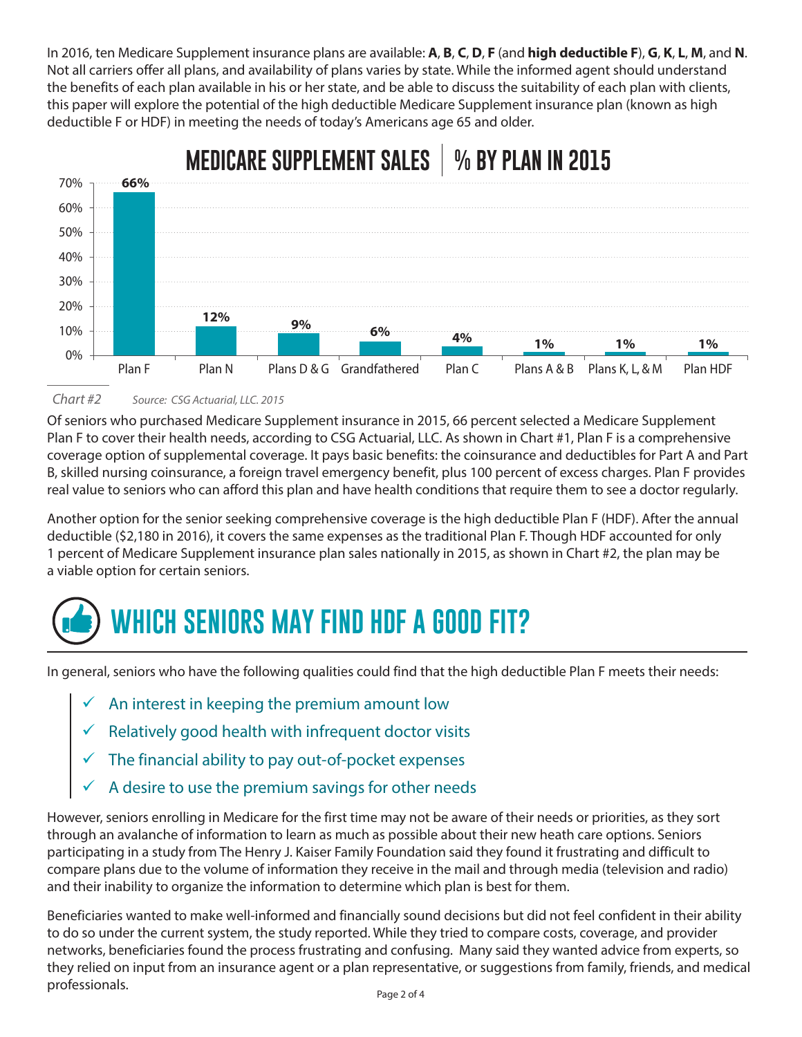In 2016, ten Medicare Supplement insurance plans are available: **A**, **B**, **C**, **D**, **F** (and **high deductible F**), **G**, **K**, **L**, **M**, and **N**. Not all carriers offer all plans, and availability of plans varies by state. While the informed agent should understand the benefits of each plan available in his or her state, and be able to discuss the suitability of each plan with clients, this paper will explore the potential of the high deductible Medicare Supplement insurance plan (known as high deductible F or HDF) in meeting the needs of today's Americans age 65 and older.

MEDICARE SUPPLEMENT SALES | % BY PLAN IN 2015

70%
60%
50%
40%
30%
20%
10%
0%

66%
12%
9%
6%
4%
1%
1%
1%

Plan F
Plan N
Plans D & G
Grandfathered
Plan C
Plans A & B
Plans K, L, & M
Plan HDF

*Chart #2* *Source: CSG Actuarial, LLC. 2015*

Of seniors who purchased Medicare Supplement insurance in 2015, 66 percent selected a Medicare Supplement Plan F to cover their health needs, according to CSG Actuarial, LLC. As shown in Chart #1, Plan F is a comprehensive coverage option of supplemental coverage. It pays basic benefits: the coinsurance and deductibles for Part A and Part B, skilled nursing coinsurance, a foreign travel emergency benefit, plus 100 percent of excess charges. Plan F provides real value to seniors who can afford this plan and have health conditions that require them to see a doctor regularly.

Another option for the senior seeking comprehensive coverage is the high deductible Plan F (HDF). After the annual deductible ($2,180 in 2016), it covers the same expenses as the traditional Plan F. Though HDF accounted for only 1 percent of Medicare Supplement insurance plan sales nationally in 2015, as shown in Chart #2, the plan may be a viable option for certain seniors.

# WHICH SENIORS MAY FIND HDF A GOOD FIT?

In general, seniors who have the following qualities could find that the high deductible Plan F meets their needs:

- ✓ An interest in keeping the premium amount low
- ✓ Relatively good health with infrequent doctor visits
- ✓ The financial ability to pay out-of-pocket expenses
- ✓ A desire to use the premium savings for other needs

However, seniors enrolling in Medicare for the first time may not be aware of their needs or priorities, as they sort through an avalanche of information to learn as much as possible about their new heath care options. Seniors participating in a study from The Henry J. Kaiser Family Foundation said they found it frustrating and difficult to compare plans due to the volume of information they receive in the mail and through media (television and radio) and their inability to organize the information to determine which plan is best for them.

Beneficiaries wanted to make well-informed and financially sound decisions but did not feel confident in their ability to do so under the current system, the study reported. While they tried to compare costs, coverage, and provider networks, beneficiaries found the process frustrating and confusing. Many said they wanted advice from experts, so they relied on input from an insurance agent or a plan representative, or suggestions from family, friends, and medical professionals.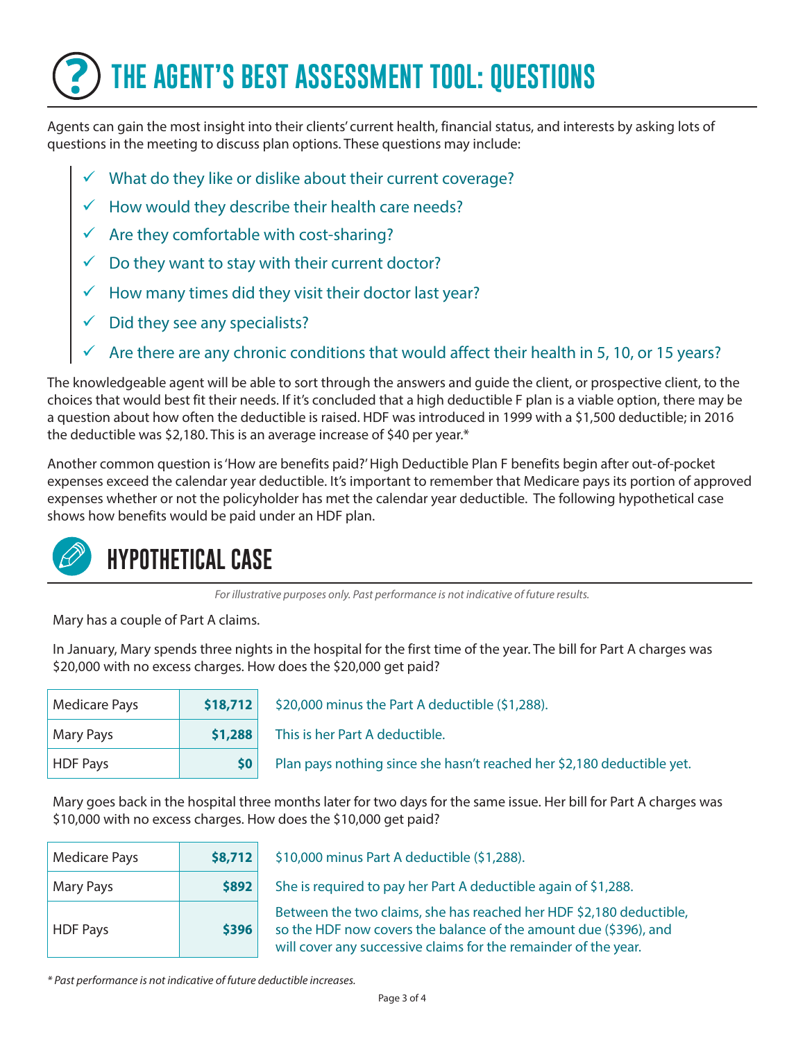# THE AGENT'S BEST ASSESSMENT TOOL: QUESTIONS

Agents can gain the most insight into their clients' current health, financial status, and interests by asking lots of questions in the meeting to discuss plan options. These questions may include:

- ✓ What do they like or dislike about their current coverage?
- ✓ How would they describe their health care needs?
- ✓ Are they comfortable with cost-sharing?
- ✓ Do they want to stay with their current doctor?
- ✓ How many times did they visit their doctor last year?
- ✓ Did they see any specialists?
- ✓ Are there are any chronic conditions that would affect their health in 5, 10, or 15 years?

The knowledgeable agent will be able to sort through the answers and guide the client, or prospective client, to the choices that would best fit their needs. If it's concluded that a high deductible F plan is a viable option, there may be a question about how often the deductible is raised. HDF was introduced in 1999 with a $1,500 deductible; in 2016 the deductible was $2,180. This is an average increase of $40 per year.*

Another common question is 'How are benefits paid?' High Deductible Plan F benefits begin after out-of-pocket expenses exceed the calendar year deductible. It's important to remember that Medicare pays its portion of approved expenses whether or not the policyholder has met the calendar year deductible. The following hypothetical case shows how benefits would be paid under an HDF plan.

## HYPOTHETICAL CASE

*For illustrative purposes only. Past performance is not indicative of future results.*

Mary has a couple of Part A claims.

In January, Mary spends three nights in the hospital for the first time of the year. The bill for Part A charges was $20,000 with no excess charges. How does the $20,000 get paid?

| | | |
|---|---|---|
| Medicare Pays | **$18,712** | $20,000 minus the Part A deductible ($1,288). |
| Mary Pays | **$1,288** | This is her Part A deductible. |
| HDF Pays | **$0** | Plan pays nothing since she hasn't reached her $2,180 deductible yet. |

Mary goes back in the hospital three months later for two days for the same issue. Her bill for Part A charges was $10,000 with no excess charges. How does the $10,000 get paid?

| | | |
|---|---|---|
| Medicare Pays | **$8,712** | $10,000 minus Part A deductible ($1,288). |
| Mary Pays | **$892** | She is required to pay her Part A deductible again of $1,288. |
| HDF Pays | **$396** | Between the two claims, she has reached her HDF $2,180 deductible, so the HDF now covers the balance of the amount due ($396), and will cover any successive claims for the remainder of the year. |

*\* Past performance is not indicative of future deductible increases.*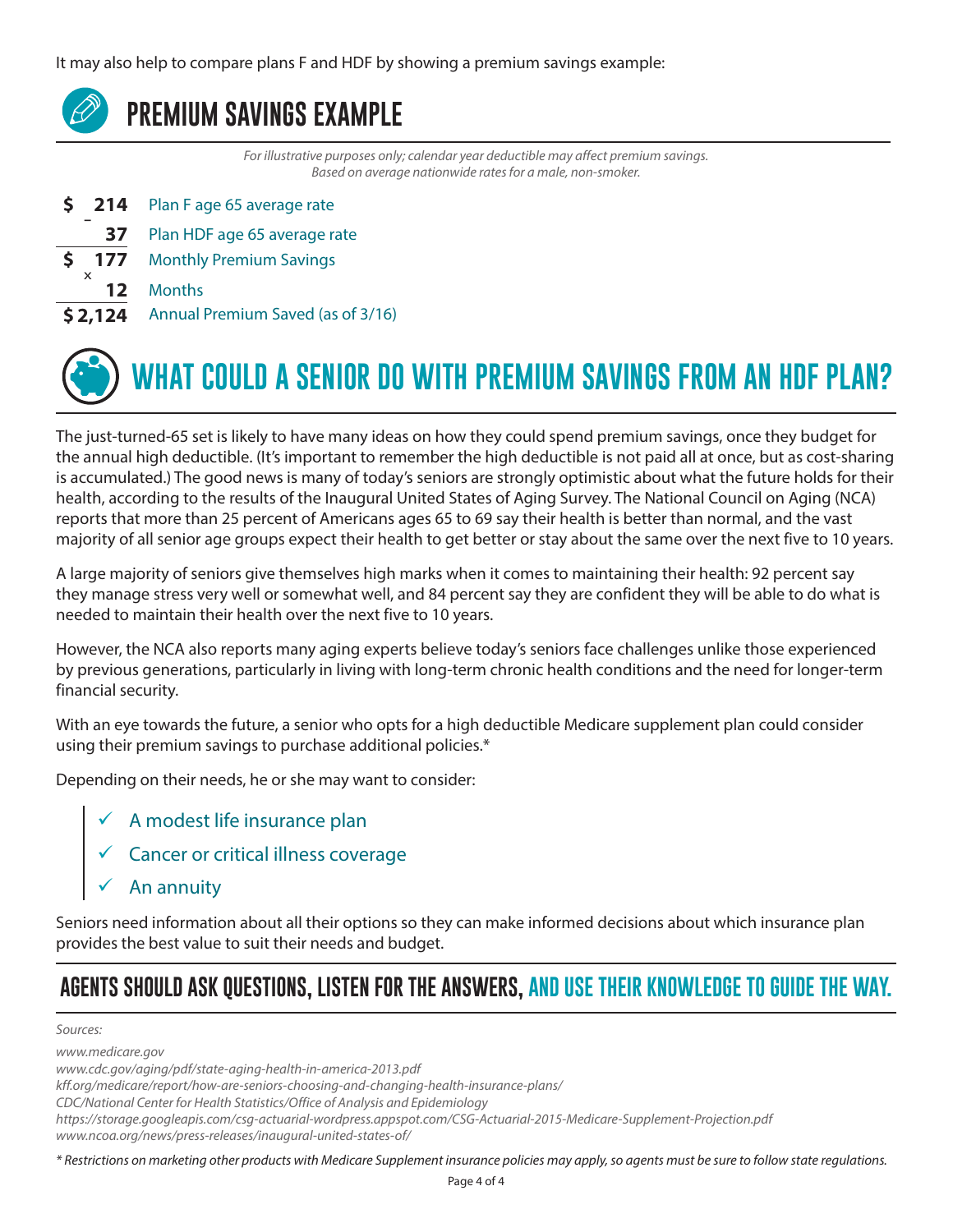It may also help to compare plans F and HDF by showing a premium savings example:

## PREMIUM SAVINGS EXAMPLE

*For illustrative purposes only; calendar year deductible may affect premium savings.*
*Based on average nationwide rates for a male, non-smoker.*

| | |
|---|---|
| **$ 214** | Plan F age 65 average rate |
| **– 37** | Plan HDF age 65 average rate |
| **$ 177** | Monthly Premium Savings |
| **× 12** | Months |
| **$ 2,124** | Annual Premium Saved (as of 3/16) |

## WHAT COULD A SENIOR DO WITH PREMIUM SAVINGS FROM AN HDF PLAN?

The just-turned-65 set is likely to have many ideas on how they could spend premium savings, once they budget for the annual high deductible. (It's important to remember the high deductible is not paid all at once, but as cost-sharing is accumulated.) The good news is many of today's seniors are strongly optimistic about what the future holds for their health, according to the results of the Inaugural United States of Aging Survey. The National Council on Aging (NCA) reports that more than 25 percent of Americans ages 65 to 69 say their health is better than normal, and the vast majority of all senior age groups expect their health to get better or stay about the same over the next five to 10 years.

A large majority of seniors give themselves high marks when it comes to maintaining their health: 92 percent say they manage stress very well or somewhat well, and 84 percent say they are confident they will be able to do what is needed to maintain their health over the next five to 10 years.

However, the NCA also reports many aging experts believe today's seniors face challenges unlike those experienced by previous generations, particularly in living with long-term chronic health conditions and the need for longer-term financial security.

With an eye towards the future, a senior who opts for a high deductible Medicare supplement plan could consider using their premium savings to purchase additional policies.*

Depending on their needs, he or she may want to consider:

- ✓ A modest life insurance plan
- ✓ Cancer or critical illness coverage
- ✓ An annuity

Seniors need information about all their options so they can make informed decisions about which insurance plan provides the best value to suit their needs and budget.

## AGENTS SHOULD ASK QUESTIONS, LISTEN FOR THE ANSWERS, AND USE THEIR KNOWLEDGE TO GUIDE THE WAY.

*Sources:*

*www.medicare.gov*
*www.cdc.gov/aging/pdf/state-aging-health-in-america-2013.pdf*
*kff.org/medicare/report/how-are-seniors-choosing-and-changing-health-insurance-plans/*
*CDC/National Center for Health Statistics/Office of Analysis and Epidemiology*
*https://storage.googleapis.com/csg-actuarial-wordpress.appspot.com/CSG-Actuarial-2015-Medicare-Supplement-Projection.pdf*
*www.ncoa.org/news/press-releases/inaugural-united-states-of/*

*\* Restrictions on marketing other products with Medicare Supplement insurance policies may apply, so agents must be sure to follow state regulations.*